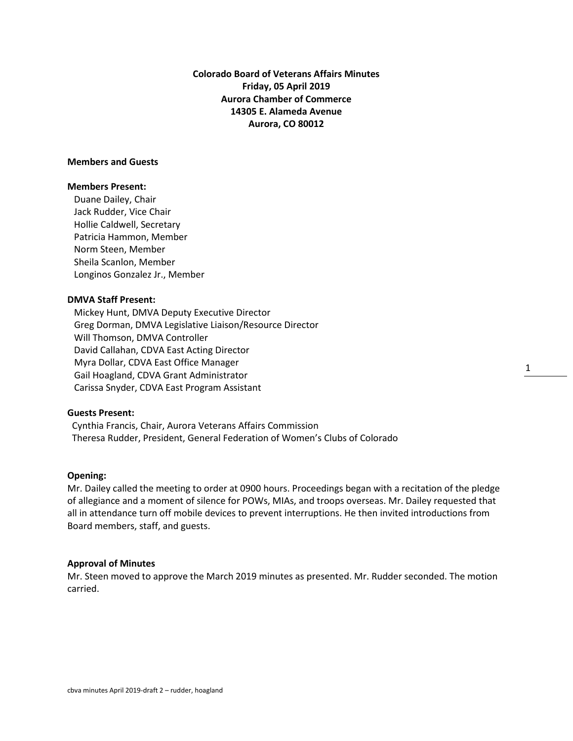# Colorado Board of Veterans Affairs Minutes
**Friday, 05 April 2019**
**Aurora Chamber of Commerce**
**14305 E. Alameda Avenue**
**Aurora, CO 80012**

## Members and Guests

### Members Present:

Duane Dailey, Chair
Jack Rudder, Vice Chair
Hollie Caldwell, Secretary
Patricia Hammon, Member
Norm Steen, Member
Sheila Scanlon, Member
Longinos Gonzalez Jr., Member

### DMVA Staff Present:

Mickey Hunt, DMVA Deputy Executive Director
Greg Dorman, DMVA Legislative Liaison/Resource Director
Will Thomson, DMVA Controller
David Callahan, CDVA East Acting Director
Myra Dollar, CDVA East Office Manager
Gail Hoagland, CDVA Grant Administrator
Carissa Snyder, CDVA East Program Assistant

### Guests Present:

Cynthia Francis, Chair, Aurora Veterans Affairs Commission
Theresa Rudder, President, General Federation of Women's Clubs of Colorado

## Opening:

Mr. Dailey called the meeting to order at 0900 hours. Proceedings began with a recitation of the pledge of allegiance and a moment of silence for POWs, MIAs, and troops overseas. Mr. Dailey requested that all in attendance turn off mobile devices to prevent interruptions. He then invited introductions from Board members, staff, and guests.

## Approval of Minutes

Mr. Steen moved to approve the March 2019 minutes as presented. Mr. Rudder seconded. The motion carried.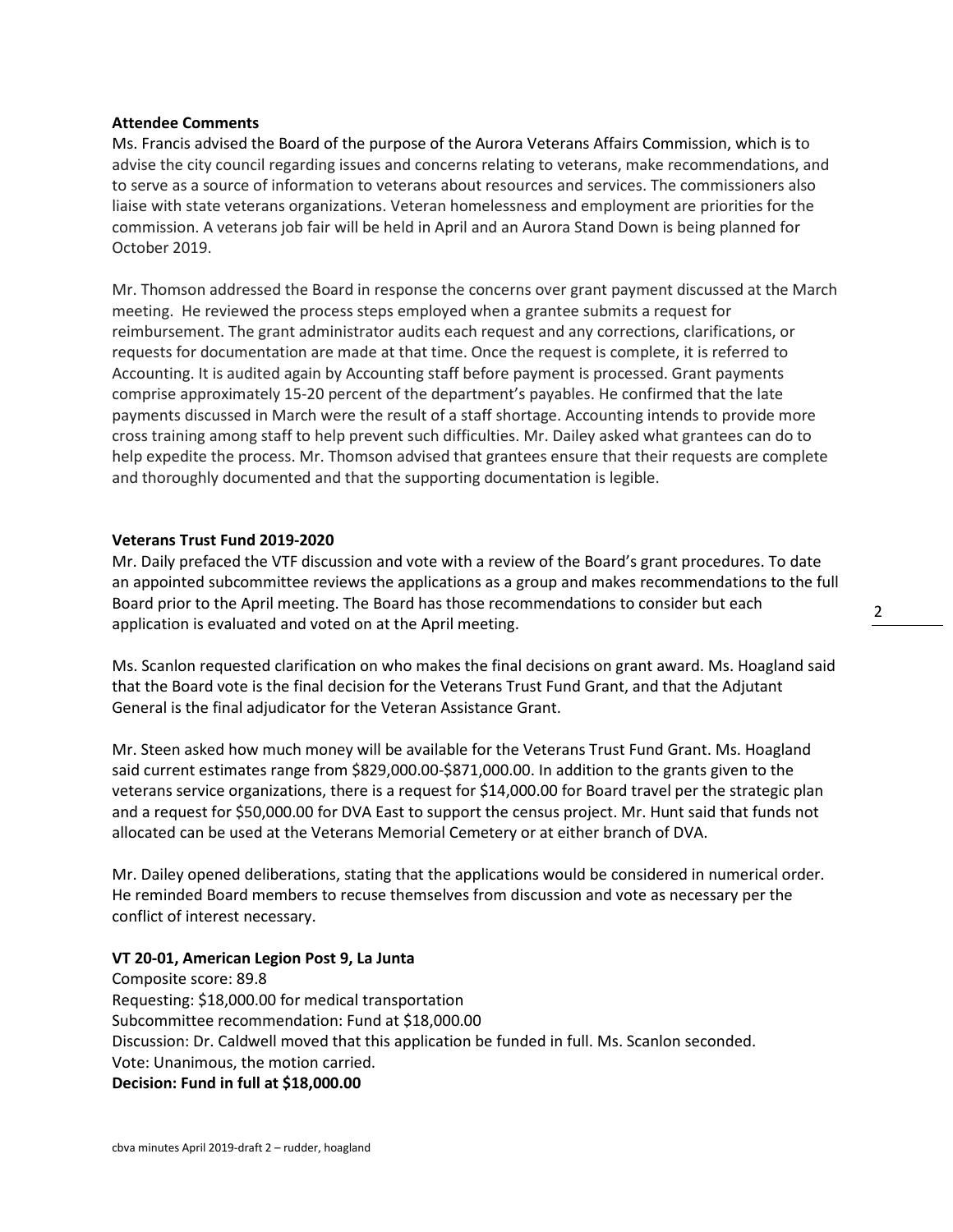**Attendee Comments**

Ms. Francis advised the Board of the purpose of the Aurora Veterans Affairs Commission, which is to advise the city council regarding issues and concerns relating to veterans, make recommendations, and to serve as a source of information to veterans about resources and services. The commissioners also liaise with state veterans organizations. Veteran homelessness and employment are priorities for the commission. A veterans job fair will be held in April and an Aurora Stand Down is being planned for October 2019.

Mr. Thomson addressed the Board in response the concerns over grant payment discussed at the March meeting. He reviewed the process steps employed when a grantee submits a request for reimbursement. The grant administrator audits each request and any corrections, clarifications, or requests for documentation are made at that time. Once the request is complete, it is referred to Accounting. It is audited again by Accounting staff before payment is processed. Grant payments comprise approximately 15-20 percent of the department's payables. He confirmed that the late payments discussed in March were the result of a staff shortage. Accounting intends to provide more cross training among staff to help prevent such difficulties. Mr. Dailey asked what grantees can do to help expedite the process. Mr. Thomson advised that grantees ensure that their requests are complete and thoroughly documented and that the supporting documentation is legible.

**Veterans Trust Fund 2019-2020**

Mr. Daily prefaced the VTF discussion and vote with a review of the Board's grant procedures. To date an appointed subcommittee reviews the applications as a group and makes recommendations to the full Board prior to the April meeting. The Board has those recommendations to consider but each application is evaluated and voted on at the April meeting.

Ms. Scanlon requested clarification on who makes the final decisions on grant award. Ms. Hoagland said that the Board vote is the final decision for the Veterans Trust Fund Grant, and that the Adjutant General is the final adjudicator for the Veteran Assistance Grant.

Mr. Steen asked how much money will be available for the Veterans Trust Fund Grant. Ms. Hoagland said current estimates range from $829,000.00-$871,000.00. In addition to the grants given to the veterans service organizations, there is a request for $14,000.00 for Board travel per the strategic plan and a request for $50,000.00 for DVA East to support the census project. Mr. Hunt said that funds not allocated can be used at the Veterans Memorial Cemetery or at either branch of DVA.

Mr. Dailey opened deliberations, stating that the applications would be considered in numerical order. He reminded Board members to recuse themselves from discussion and vote as necessary per the conflict of interest necessary.

**VT 20-01, American Legion Post 9, La Junta**

Composite score: 89.8  
Requesting: $18,000.00 for medical transportation  
Subcommittee recommendation: Fund at $18,000.00  
Discussion: Dr. Caldwell moved that this application be funded in full. Ms. Scanlon seconded.  
Vote: Unanimous, the motion carried.  
**Decision: Fund in full at $18,000.00**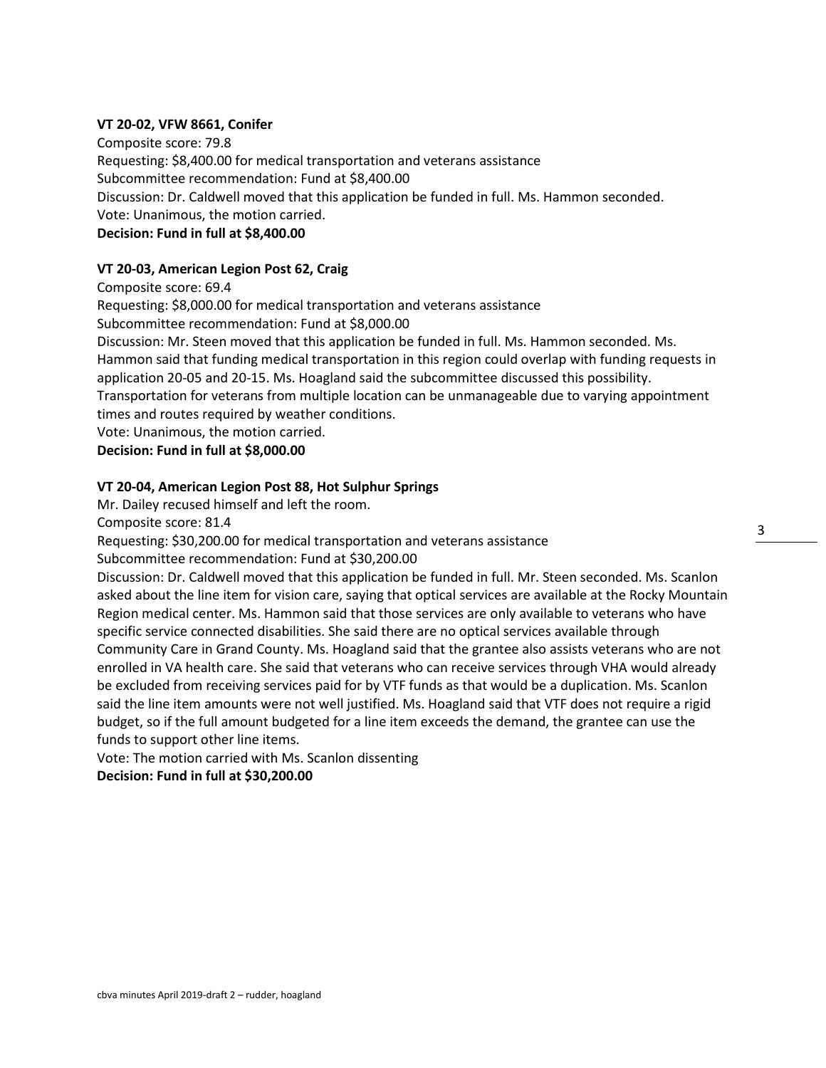**VT 20-02, VFW 8661, Conifer**

Composite score: 79.8
Requesting: $8,400.00 for medical transportation and veterans assistance
Subcommittee recommendation: Fund at $8,400.00
Discussion: Dr. Caldwell moved that this application be funded in full. Ms. Hammon seconded.
Vote: Unanimous, the motion carried.
**Decision: Fund in full at $8,400.00**

**VT 20-03, American Legion Post 62, Craig**

Composite score: 69.4
Requesting: $8,000.00 for medical transportation and veterans assistance
Subcommittee recommendation: Fund at $8,000.00
Discussion: Mr. Steen moved that this application be funded in full. Ms. Hammon seconded. Ms. Hammon said that funding medical transportation in this region could overlap with funding requests in application 20-05 and 20-15. Ms. Hoagland said the subcommittee discussed this possibility. Transportation for veterans from multiple location can be unmanageable due to varying appointment times and routes required by weather conditions.
Vote: Unanimous, the motion carried.
**Decision: Fund in full at $8,000.00**

**VT 20-04, American Legion Post 88, Hot Sulphur Springs**

Mr. Dailey recused himself and left the room.
Composite score: 81.4
Requesting: $30,200.00 for medical transportation and veterans assistance
Subcommittee recommendation: Fund at $30,200.00
Discussion: Dr. Caldwell moved that this application be funded in full. Mr. Steen seconded. Ms. Scanlon asked about the line item for vision care, saying that optical services are available at the Rocky Mountain Region medical center. Ms. Hammon said that those services are only available to veterans who have specific service connected disabilities. She said there are no optical services available through Community Care in Grand County. Ms. Hoagland said that the grantee also assists veterans who are not enrolled in VA health care. She said that veterans who can receive services through VHA would already be excluded from receiving services paid for by VTF funds as that would be a duplication. Ms. Scanlon said the line item amounts were not well justified. Ms. Hoagland said that VTF does not require a rigid budget, so if the full amount budgeted for a line item exceeds the demand, the grantee can use the funds to support other line items.
Vote: The motion carried with Ms. Scanlon dissenting
**Decision: Fund in full at $30,200.00**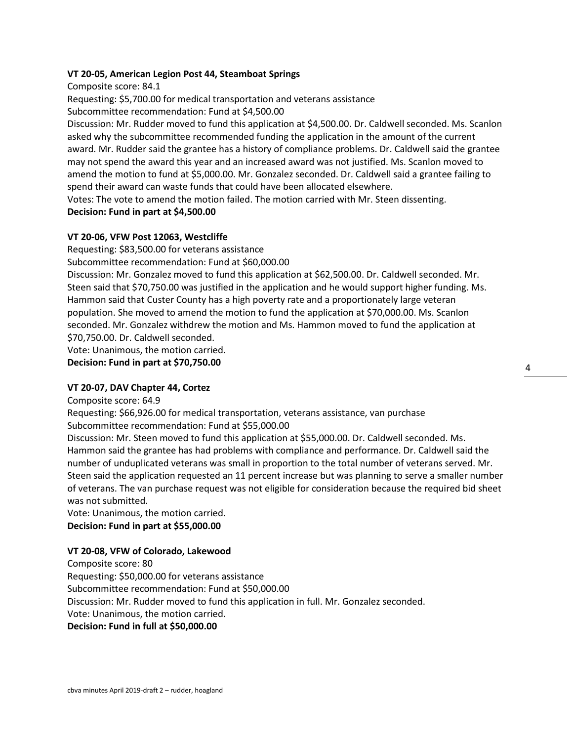**VT 20-05, American Legion Post 44, Steamboat Springs**

Composite score: 84.1
Requesting: $5,700.00 for medical transportation and veterans assistance
Subcommittee recommendation: Fund at $4,500.00
Discussion: Mr. Rudder moved to fund this application at $4,500.00. Dr. Caldwell seconded. Ms. Scanlon asked why the subcommittee recommended funding the application in the amount of the current award. Mr. Rudder said the grantee has a history of compliance problems. Dr. Caldwell said the grantee may not spend the award this year and an increased award was not justified. Ms. Scanlon moved to amend the motion to fund at $5,000.00. Mr. Gonzalez seconded. Dr. Caldwell said a grantee failing to spend their award can waste funds that could have been allocated elsewhere.
Votes: The vote to amend the motion failed. The motion carried with Mr. Steen dissenting.
**Decision: Fund in part at $4,500.00**

**VT 20-06, VFW Post 12063, Westcliffe**

Requesting: $83,500.00 for veterans assistance
Subcommittee recommendation: Fund at $60,000.00
Discussion: Mr. Gonzalez moved to fund this application at $62,500.00. Dr. Caldwell seconded. Mr. Steen said that $70,750.00 was justified in the application and he would support higher funding. Ms. Hammon said that Custer County has a high poverty rate and a proportionately large veteran population. She moved to amend the motion to fund the application at $70,000.00. Ms. Scanlon seconded. Mr. Gonzalez withdrew the motion and Ms. Hammon moved to fund the application at $70,750.00. Dr. Caldwell seconded.
Vote: Unanimous, the motion carried.
**Decision: Fund in part at $70,750.00**

**VT 20-07, DAV Chapter 44, Cortez**

Composite score: 64.9
Requesting: $66,926.00 for medical transportation, veterans assistance, van purchase
Subcommittee recommendation: Fund at $55,000.00
Discussion: Mr. Steen moved to fund this application at $55,000.00. Dr. Caldwell seconded. Ms. Hammon said the grantee has had problems with compliance and performance. Dr. Caldwell said the number of unduplicated veterans was small in proportion to the total number of veterans served. Mr. Steen said the application requested an 11 percent increase but was planning to serve a smaller number of veterans. The van purchase request was not eligible for consideration because the required bid sheet was not submitted.
Vote: Unanimous, the motion carried.
**Decision: Fund in part at $55,000.00**

**VT 20-08, VFW of Colorado, Lakewood**

Composite score: 80
Requesting: $50,000.00 for veterans assistance
Subcommittee recommendation: Fund at $50,000.00
Discussion: Mr. Rudder moved to fund this application in full. Mr. Gonzalez seconded.
Vote: Unanimous, the motion carried.
**Decision: Fund in full at $50,000.00**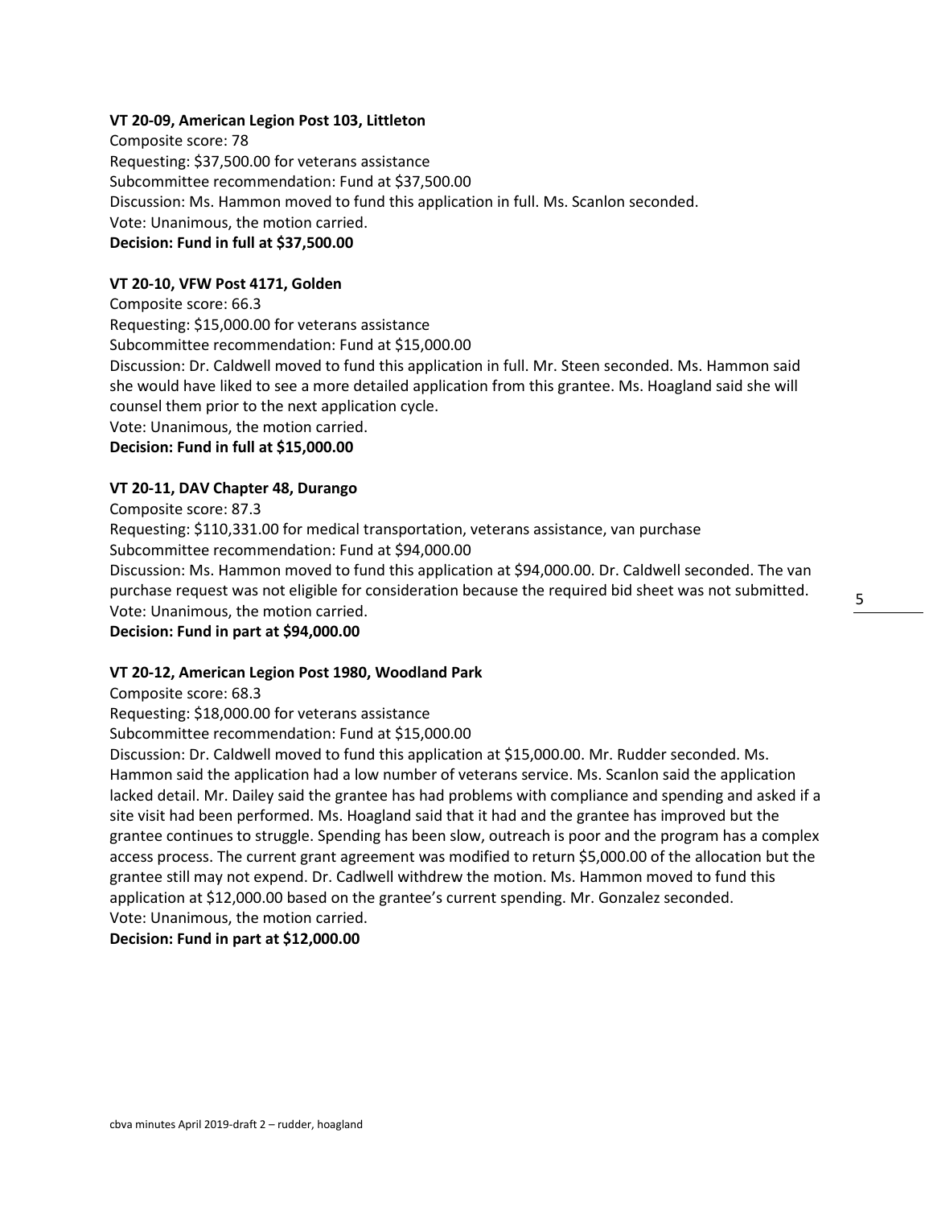**VT 20-09, American Legion Post 103, Littleton**

Composite score: 78
Requesting: $37,500.00 for veterans assistance
Subcommittee recommendation: Fund at $37,500.00
Discussion: Ms. Hammon moved to fund this application in full. Ms. Scanlon seconded.
Vote: Unanimous, the motion carried.
**Decision: Fund in full at $37,500.00**

**VT 20-10, VFW Post 4171, Golden**

Composite score: 66.3
Requesting: $15,000.00 for veterans assistance
Subcommittee recommendation: Fund at $15,000.00
Discussion: Dr. Caldwell moved to fund this application in full. Mr. Steen seconded. Ms. Hammon said she would have liked to see a more detailed application from this grantee. Ms. Hoagland said she will counsel them prior to the next application cycle.
Vote: Unanimous, the motion carried.
**Decision: Fund in full at $15,000.00**

**VT 20-11, DAV Chapter 48, Durango**

Composite score: 87.3
Requesting: $110,331.00 for medical transportation, veterans assistance, van purchase
Subcommittee recommendation: Fund at $94,000.00
Discussion: Ms. Hammon moved to fund this application at $94,000.00. Dr. Caldwell seconded. The van purchase request was not eligible for consideration because the required bid sheet was not submitted.
Vote: Unanimous, the motion carried.
**Decision: Fund in part at $94,000.00**

**VT 20-12, American Legion Post 1980, Woodland Park**

Composite score: 68.3
Requesting: $18,000.00 for veterans assistance
Subcommittee recommendation: Fund at $15,000.00
Discussion: Dr. Caldwell moved to fund this application at $15,000.00. Mr. Rudder seconded. Ms. Hammon said the application had a low number of veterans service. Ms. Scanlon said the application lacked detail. Mr. Dailey said the grantee has had problems with compliance and spending and asked if a site visit had been performed. Ms. Hoagland said that it had and the grantee has improved but the grantee continues to struggle. Spending has been slow, outreach is poor and the program has a complex access process. The current grant agreement was modified to return $5,000.00 of the allocation but the grantee still may not expend. Dr. Cadlwell withdrew the motion. Ms. Hammon moved to fund this application at $12,000.00 based on the grantee's current spending. Mr. Gonzalez seconded.
Vote: Unanimous, the motion carried.
**Decision: Fund in part at $12,000.00**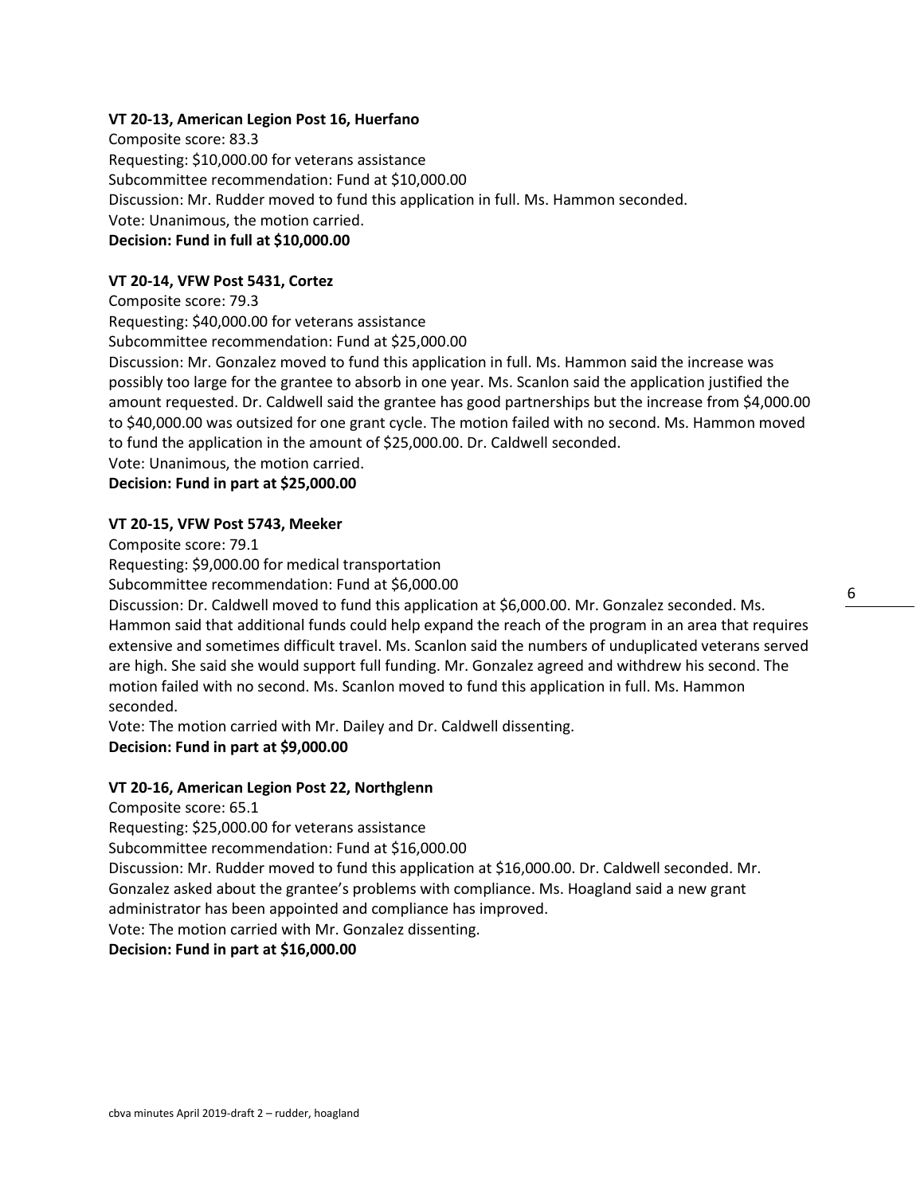**VT 20-13, American Legion Post 16, Huerfano**

Composite score: 83.3
Requesting: $10,000.00 for veterans assistance
Subcommittee recommendation: Fund at $10,000.00
Discussion: Mr. Rudder moved to fund this application in full. Ms. Hammon seconded.
Vote: Unanimous, the motion carried.
**Decision: Fund in full at $10,000.00**

**VT 20-14, VFW Post 5431, Cortez**

Composite score: 79.3
Requesting: $40,000.00 for veterans assistance
Subcommittee recommendation: Fund at $25,000.00
Discussion: Mr. Gonzalez moved to fund this application in full. Ms. Hammon said the increase was possibly too large for the grantee to absorb in one year. Ms. Scanlon said the application justified the amount requested. Dr. Caldwell said the grantee has good partnerships but the increase from $4,000.00 to $40,000.00 was outsized for one grant cycle. The motion failed with no second. Ms. Hammon moved to fund the application in the amount of $25,000.00. Dr. Caldwell seconded.
Vote: Unanimous, the motion carried.
**Decision: Fund in part at $25,000.00**

**VT 20-15, VFW Post 5743, Meeker**

Composite score: 79.1
Requesting: $9,000.00 for medical transportation
Subcommittee recommendation: Fund at $6,000.00
Discussion: Dr. Caldwell moved to fund this application at $6,000.00. Mr. Gonzalez seconded. Ms. Hammon said that additional funds could help expand the reach of the program in an area that requires extensive and sometimes difficult travel. Ms. Scanlon said the numbers of unduplicated veterans served are high. She said she would support full funding. Mr. Gonzalez agreed and withdrew his second. The motion failed with no second. Ms. Scanlon moved to fund this application in full. Ms. Hammon seconded.
Vote: The motion carried with Mr. Dailey and Dr. Caldwell dissenting.
**Decision: Fund in part at $9,000.00**

**VT 20-16, American Legion Post 22, Northglenn**

Composite score: 65.1
Requesting: $25,000.00 for veterans assistance
Subcommittee recommendation: Fund at $16,000.00
Discussion: Mr. Rudder moved to fund this application at $16,000.00. Dr. Caldwell seconded. Mr. Gonzalez asked about the grantee's problems with compliance. Ms. Hoagland said a new grant administrator has been appointed and compliance has improved.
Vote: The motion carried with Mr. Gonzalez dissenting.
**Decision: Fund in part at $16,000.00**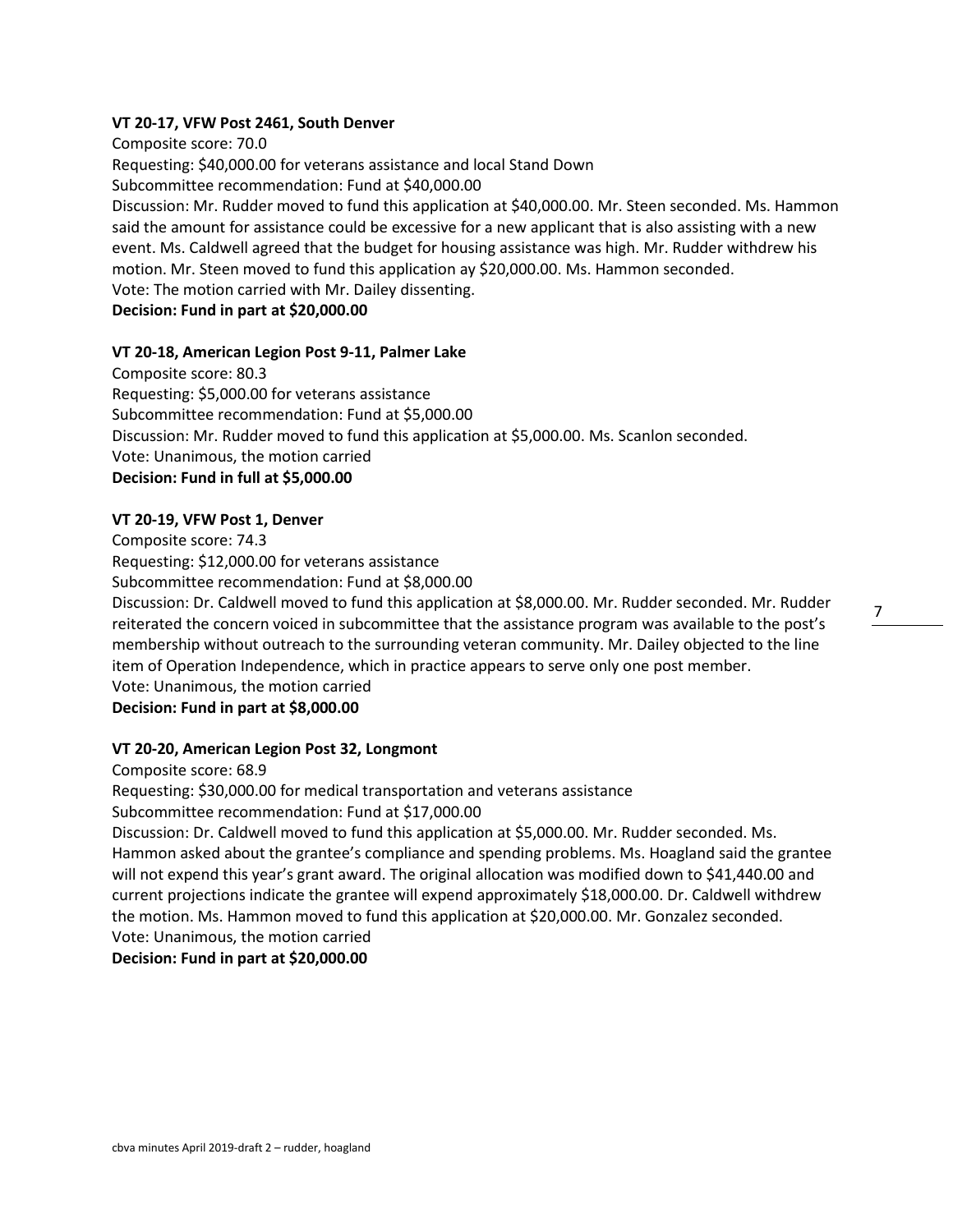**VT 20-17, VFW Post 2461, South Denver**

Composite score: 70.0
Requesting: $40,000.00 for veterans assistance and local Stand Down
Subcommittee recommendation: Fund at $40,000.00
Discussion: Mr. Rudder moved to fund this application at $40,000.00. Mr. Steen seconded. Ms. Hammon said the amount for assistance could be excessive for a new applicant that is also assisting with a new event. Ms. Caldwell agreed that the budget for housing assistance was high. Mr. Rudder withdrew his motion. Mr. Steen moved to fund this application ay $20,000.00. Ms. Hammon seconded.
Vote: The motion carried with Mr. Dailey dissenting.
**Decision: Fund in part at $20,000.00**

**VT 20-18, American Legion Post 9-11, Palmer Lake**

Composite score: 80.3
Requesting: $5,000.00 for veterans assistance
Subcommittee recommendation: Fund at $5,000.00
Discussion: Mr. Rudder moved to fund this application at $5,000.00. Ms. Scanlon seconded.
Vote: Unanimous, the motion carried
**Decision: Fund in full at $5,000.00**

**VT 20-19, VFW Post 1, Denver**

Composite score: 74.3
Requesting: $12,000.00 for veterans assistance
Subcommittee recommendation: Fund at $8,000.00
Discussion: Dr. Caldwell moved to fund this application at $8,000.00. Mr. Rudder seconded. Mr. Rudder reiterated the concern voiced in subcommittee that the assistance program was available to the post's membership without outreach to the surrounding veteran community. Mr. Dailey objected to the line item of Operation Independence, which in practice appears to serve only one post member.
Vote: Unanimous, the motion carried
**Decision: Fund in part at $8,000.00**

**VT 20-20, American Legion Post 32, Longmont**

Composite score: 68.9
Requesting: $30,000.00 for medical transportation and veterans assistance
Subcommittee recommendation: Fund at $17,000.00
Discussion: Dr. Caldwell moved to fund this application at $5,000.00. Mr. Rudder seconded. Ms. Hammon asked about the grantee's compliance and spending problems. Ms. Hoagland said the grantee will not expend this year's grant award. The original allocation was modified down to $41,440.00 and current projections indicate the grantee will expend approximately $18,000.00. Dr. Caldwell withdrew the motion. Ms. Hammon moved to fund this application at $20,000.00. Mr. Gonzalez seconded.
Vote: Unanimous, the motion carried
**Decision: Fund in part at $20,000.00**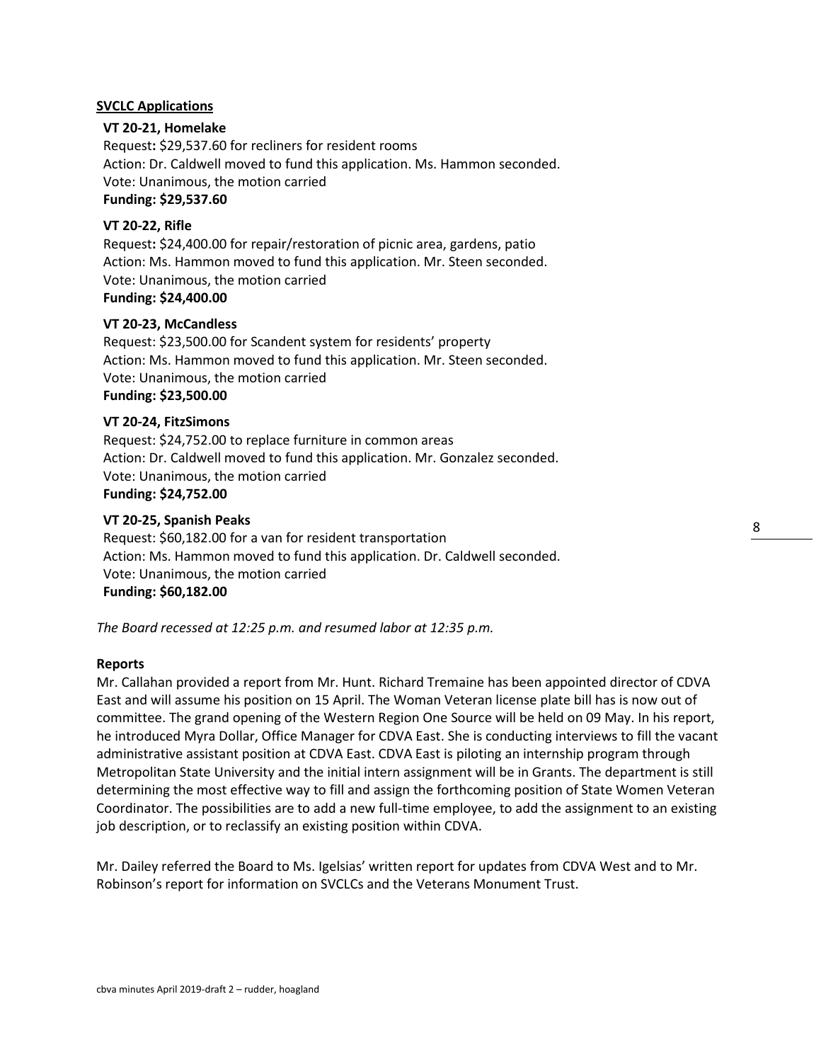**SVCLC Applications**

**VT 20-21, Homelake**
Request**:** $29,537.60 for recliners for resident rooms
Action: Dr. Caldwell moved to fund this application. Ms. Hammon seconded.
Vote: Unanimous, the motion carried
**Funding: $29,537.60**

**VT 20-22, Rifle**
Request**:** $24,400.00 for repair/restoration of picnic area, gardens, patio
Action: Ms. Hammon moved to fund this application. Mr. Steen seconded.
Vote: Unanimous, the motion carried
**Funding: $24,400.00**

**VT 20-23, McCandless**
Request: $23,500.00 for Scandent system for residents' property
Action: Ms. Hammon moved to fund this application. Mr. Steen seconded.
Vote: Unanimous, the motion carried
**Funding: $23,500.00**

**VT 20-24, FitzSimons**
Request: $24,752.00 to replace furniture in common areas
Action: Dr. Caldwell moved to fund this application. Mr. Gonzalez seconded.
Vote: Unanimous, the motion carried
**Funding: $24,752.00**

**VT 20-25, Spanish Peaks**
Request: $60,182.00 for a van for resident transportation
Action: Ms. Hammon moved to fund this application. Dr. Caldwell seconded.
Vote: Unanimous, the motion carried
**Funding: $60,182.00**

*The Board recessed at 12:25 p.m. and resumed labor at 12:35 p.m.*

**Reports**

Mr. Callahan provided a report from Mr. Hunt. Richard Tremaine has been appointed director of CDVA East and will assume his position on 15 April. The Woman Veteran license plate bill has is now out of committee. The grand opening of the Western Region One Source will be held on 09 May. In his report, he introduced Myra Dollar, Office Manager for CDVA East. She is conducting interviews to fill the vacant administrative assistant position at CDVA East. CDVA East is piloting an internship program through Metropolitan State University and the initial intern assignment will be in Grants. The department is still determining the most effective way to fill and assign the forthcoming position of State Women Veteran Coordinator. The possibilities are to add a new full-time employee, to add the assignment to an existing job description, or to reclassify an existing position within CDVA.

Mr. Dailey referred the Board to Ms. Igelsias' written report for updates from CDVA West and to Mr. Robinson's report for information on SVCLCs and the Veterans Monument Trust.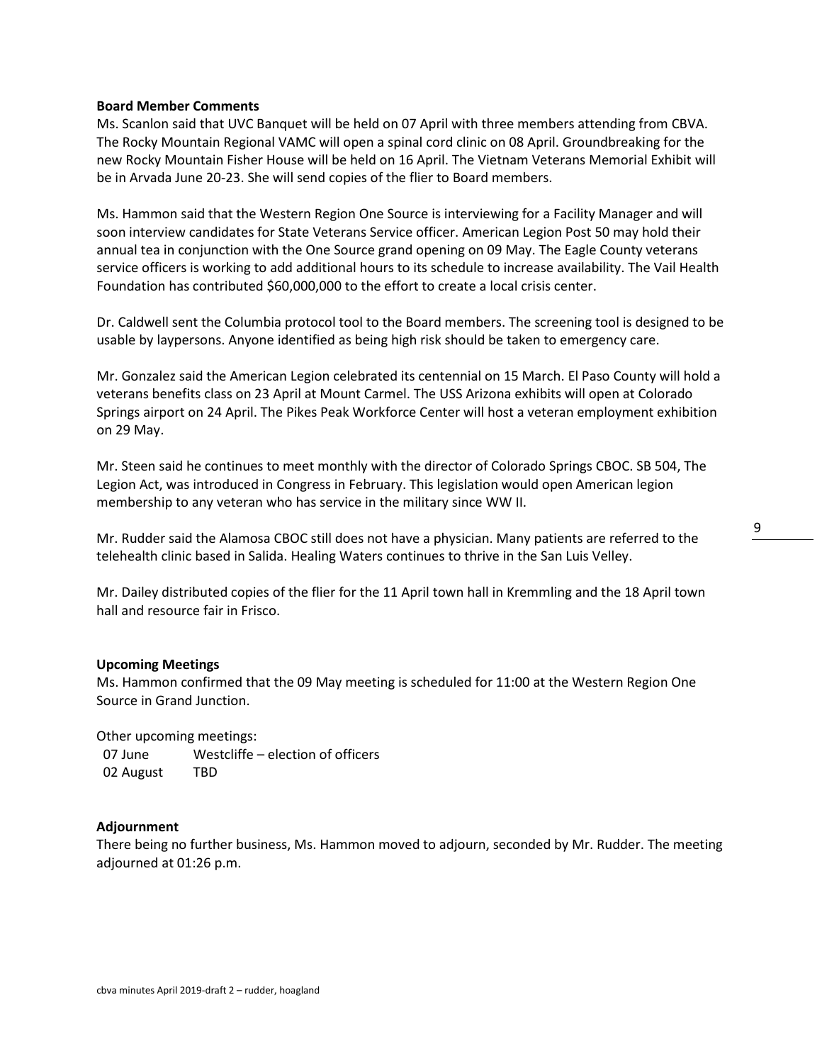**Board Member Comments**

Ms. Scanlon said that UVC Banquet will be held on 07 April with three members attending from CBVA. The Rocky Mountain Regional VAMC will open a spinal cord clinic on 08 April. Groundbreaking for the new Rocky Mountain Fisher House will be held on 16 April. The Vietnam Veterans Memorial Exhibit will be in Arvada June 20-23. She will send copies of the flier to Board members.

Ms. Hammon said that the Western Region One Source is interviewing for a Facility Manager and will soon interview candidates for State Veterans Service officer. American Legion Post 50 may hold their annual tea in conjunction with the One Source grand opening on 09 May. The Eagle County veterans service officers is working to add additional hours to its schedule to increase availability. The Vail Health Foundation has contributed $60,000,000 to the effort to create a local crisis center.

Dr. Caldwell sent the Columbia protocol tool to the Board members. The screening tool is designed to be usable by laypersons. Anyone identified as being high risk should be taken to emergency care.

Mr. Gonzalez said the American Legion celebrated its centennial on 15 March. El Paso County will hold a veterans benefits class on 23 April at Mount Carmel. The USS Arizona exhibits will open at Colorado Springs airport on 24 April. The Pikes Peak Workforce Center will host a veteran employment exhibition on 29 May.

Mr. Steen said he continues to meet monthly with the director of Colorado Springs CBOC. SB 504, The Legion Act, was introduced in Congress in February. This legislation would open American legion membership to any veteran who has service in the military since WW II.

Mr. Rudder said the Alamosa CBOC still does not have a physician. Many patients are referred to the telehealth clinic based in Salida. Healing Waters continues to thrive in the San Luis Velley.

Mr. Dailey distributed copies of the flier for the 11 April town hall in Kremmling and the 18 April town hall and resource fair in Frisco.

**Upcoming Meetings**

Ms. Hammon confirmed that the 09 May meeting is scheduled for 11:00 at the Western Region One Source in Grand Junction.

Other upcoming meetings:

| | |
|---|---|
| 07 June | Westcliffe – election of officers |
| 02 August | TBD |

**Adjournment**

There being no further business, Ms. Hammon moved to adjourn, seconded by Mr. Rudder. The meeting adjourned at 01:26 p.m.